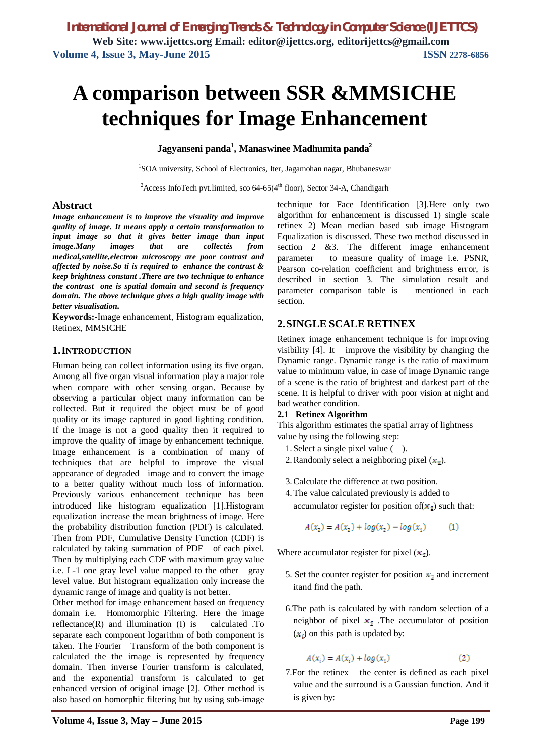# A comparison between SSR &MMSICHE techniques for Image Enhancement

**Jagyanseni panda[1], Manaswinee Madhumita panda[2]**

[1]SOA university, School of Electronics, Iter, Jagamohan nagar, Bhubaneswar

[2]Access InfoTech pvt.limited, sco 64-65(4th floor), Sector 34-A, Chandigarh

## Abstract

***Image enhancement is to improve the visuality and improve quality of image. It means apply a certain transformation to input image so that it gives better image than input image.Many images that are collectés from medical,satellite,electron microscopy are poor contrast and affected by noise.So ti is required to enhance the contrast & keep brightness constant .There are two technique to enhance the contrast one is spatial domain and second is frequency domain. The above technique gives a high quality image with better visualisation.***

**Keywords:-**Image enhancement, Histogram equalization, Retinex, MMSICHE

## 1. INTRODUCTION

Human being can collect information using its five organ. Among all five organ visual information play a major role when compare with other sensing organ. Because by observing a particular object many information can be collected. But it required the object must be of good quality or its image captured in good lighting condition. If the image is not a good quality then it required to improve the quality of image by enhancement technique. Image enhancement is a combination of many of techniques that are helpful to improve the visual appearance of degraded image and to convert the image to a better quality without much loss of information. Previously various enhancement technique has been introduced like histogram equalization [1].Histogram equalization increase the mean brightness of image. Here the probability distribution function (PDF) is calculated. Then from PDF, Cumulative Density Function (CDF) is calculated by taking summation of PDF of each pixel. Then by multiplying each CDF with maximum gray value i.e. L-1 one gray level value mapped to the other gray level value. But histogram equalization only increase the dynamic range of image and quality is not better.

Other method for image enhancement based on frequency domain i.e. Homomorphic Filtering. Here the image reflectance(R) and illumination (I) is calculated .To separate each component logarithm of both component is taken. The Fourier Transform of the both component is calculated the the image is represented by frequency domain. Then inverse Fourier transform is calculated, and the exponential transform is calculated to get enhanced version of original image [2]. Other method is also based on homorphic filtering but by using sub-image technique for Face Identification [3].Here only two algorithm for enhancement is discussed 1) single scale retinex 2) Mean median based sub image Histogram Equalization is discussed. These two method discussed in section 2 &3. The different image enhancement parameter to measure quality of image i.e. PSNR, Pearson co-relation coefficient and brightness error, is described in section 3. The simulation result and parameter comparison table is mentioned in each section.

## 2. SINGLE SCALE RETINEX

Retinex image enhancement technique is for improving visibility [4]. It improve the visibility by changing the Dynamic range. Dynamic range is the ratio of maximum value to minimum value, in case of image Dynamic range of a scene is the ratio of brightest and darkest part of the scene. It is helpful to driver with poor vision at night and bad weather condition.

### 2.1 Retinex Algorithm

This algorithm estimates the spatial array of lightness value by using the following step:

1. Select a single pixel value ( ).
2. Randomly select a neighboring pixel ($x_2$).
3. Calculate the difference at two position.
4. The value calculated previously is added to accumulator register for position of($x_2$) such that:

$$A(x_2) = A(x_2) + log(x_2) - log(x_1) \qquad (1)$$

Where accumulator register for pixel ($x_2$).

5. Set the counter register for position $x_2$ and increment itand find the path.
6. The path is calculated by with random selection of a neighbor of pixel $x_2$ .The accumulator of position ($x_i$) on this path is updated by:

$$A(x_i) = A(x_i) + log(x_1) \qquad (2)$$

7. For the retinex the center is defined as each pixel value and the surround is a Gaussian function. And it is given by: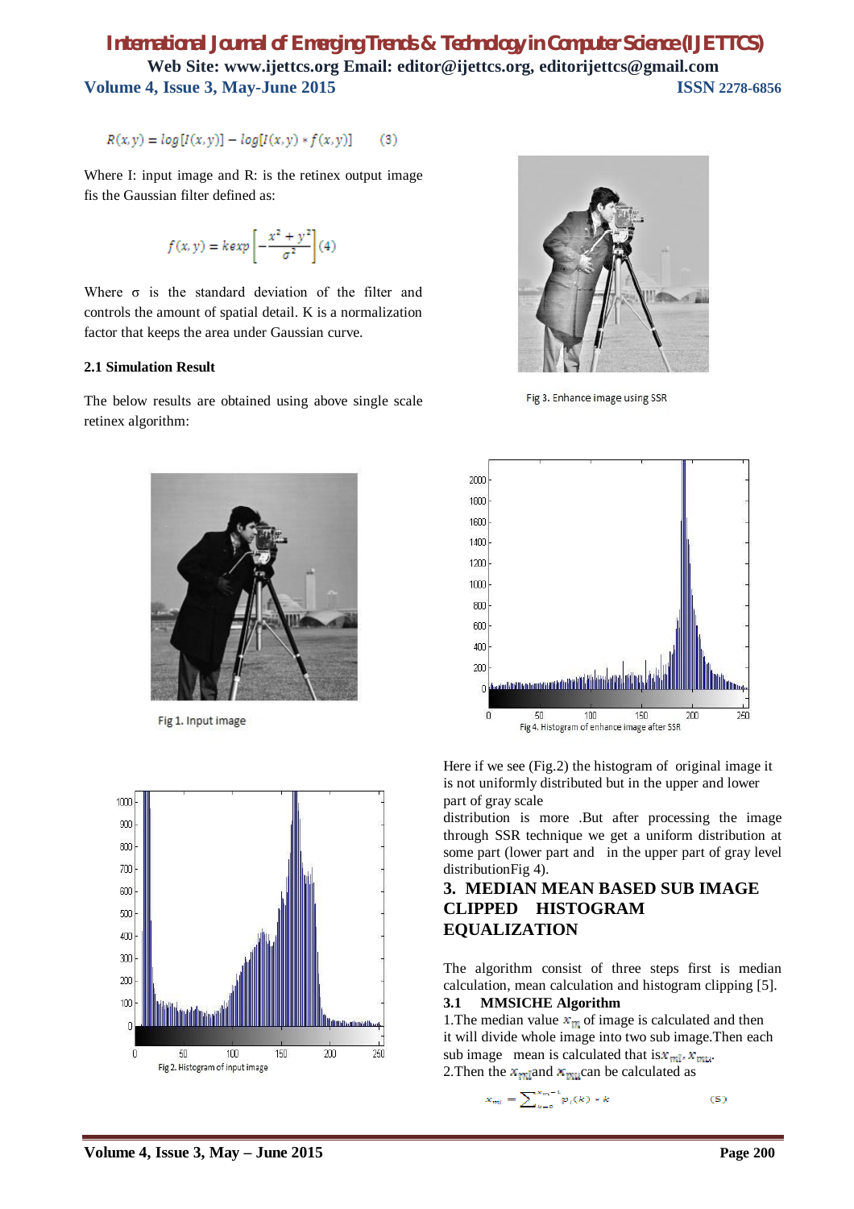$$R(x,y) = log[I(x,y)] - log[I(x,y) * f(x,y)] \quad (3)$$

Where I: input image and R: is the retinex output image fis the Gaussian filter defined as:

$$f(x,y) = kexp\left[-\frac{x^2+y^2}{\sigma^2}\right] (4)$$

Where σ is the standard deviation of the filter and controls the amount of spatial detail. K is a normalization factor that keeps the area under Gaussian curve.

### 2.1 Simulation Result

The below results are obtained using above single scale retinex algorithm:

Fig 1. Input image

Fig 2. Histogram of input image

Fig 3. Enhance image using SSR

Fig 4. Histogram of enhance image after SSR

Here if we see (Fig.2) the histogram of original image it is not uniformly distributed but in the upper and lower part of gray scale distribution is more .But after processing the image through SSR technique we get a uniform distribution at some part (lower part and in the upper part of gray level distributionFig 4).

## 3. MEDIAN MEAN BASED SUB IMAGE CLIPPED HISTOGRAM EQUALIZATION

The algorithm consist of three steps first is median calculation, mean calculation and histogram clipping [5].

### 3.1 MMSICHE Algorithm

1.The median value $x_m$ of image is calculated and then it will divide whole image into two sub image.Then each sub image mean is calculated that is$x_{ml}, x_{mu}$.

2.Then the $x_{ml}$and $x_{mu}$can be calculated as

$$x_{ml} = \sum_{k=0}^{x_m - 1} p_l(k) * k \quad (5)$$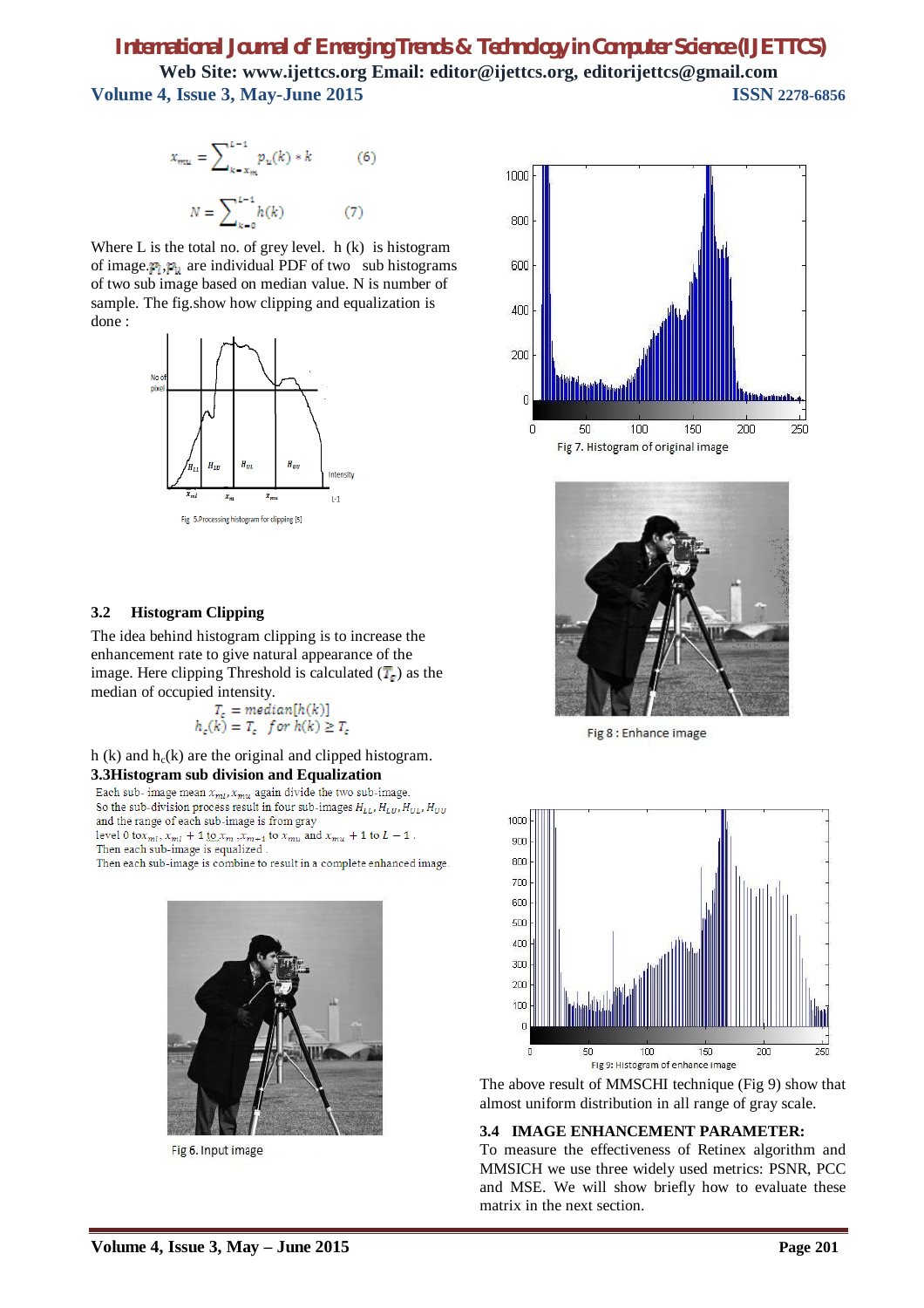$$x_{mu} = \sum_{k=x_m}^{L-1} p_u(k) * k \qquad (6)$$

$$N = \sum_{k=0}^{L-1} h(k) \qquad (7)$$

Where L is the total no. of grey level. h (k) is histogram of image. $p_l, p_u$ are individual PDF of two sub histograms of two sub image based on median value. N is number of sample. The fig.show how clipping and equalization is done :

Fig 5.Processing histogram for clipping [5]

### 3.2 Histogram Clipping

The idea behind histogram clipping is to increase the enhancement rate to give natural appearance of the image. Here clipping Threshold is calculated ($T_c$) as the median of occupied intensity.

$$T_c = median[h(k)]$$
$$h_c(k) = T_c \quad for\ h(k) \geq T_c$$

h (k) and $h_c(k)$ are the original and clipped histogram.

### 3.3 Histogram sub division and Equalization

Each sub- image mean $x_{ml}, x_{mu}$ again divide the two sub-image.
So the sub-division process result in four sub-images $H_{LL}, H_{LU}, H_{UL}, H_{UU}$ and the range of each sub-image is from gray level 0 to $x_{ml}$, $x_{ml}+1$ to $x_m$, $x_{m+1}$ to $x_{mu}$ and $x_{mu}+1$ to $L-1$.
Then each sub-image is equalized.
Then each sub-image is combine to result in a complete enhanced image.

Fig 6. Input image

Fig 7. Histogram of original image

Fig 8 : Enhance image

Fig 9: Histogram of enhance image

The above result of MMSCHI technique (Fig 9) show that almost uniform distribution in all range of gray scale.

### 3.4 IMAGE ENHANCEMENT PARAMETER:

To measure the effectiveness of Retinex algorithm and MMSICH we use three widely used metrics: PSNR, PCC and MSE. We will show briefly how to evaluate these matrix in the next section.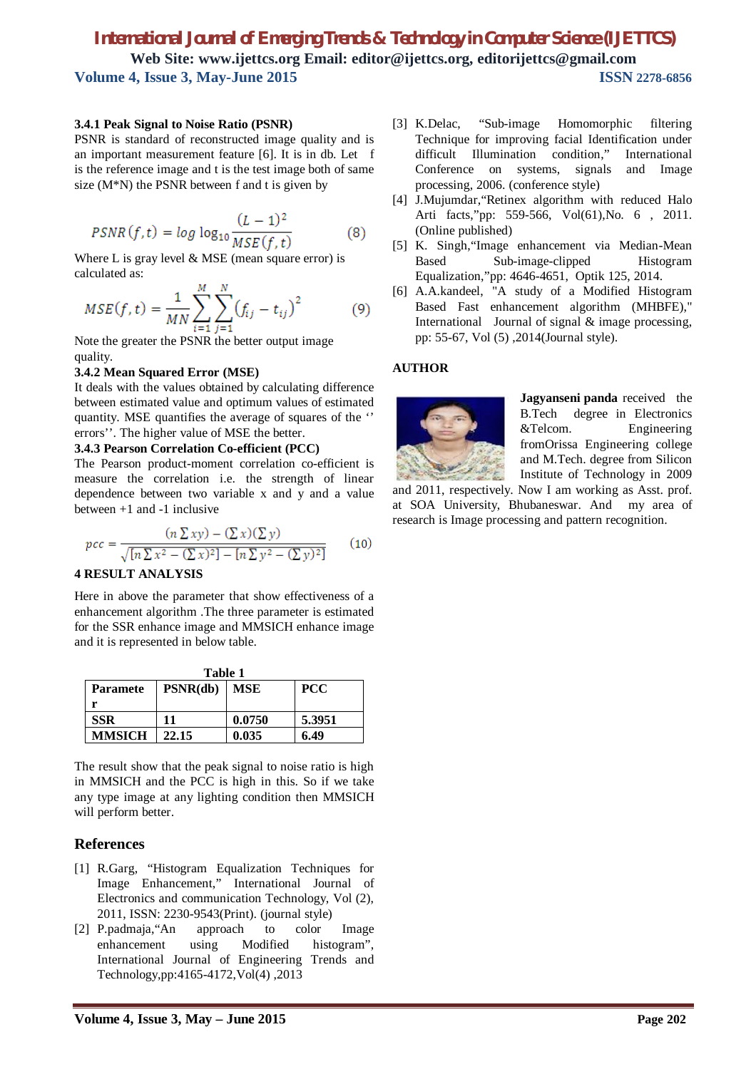### 3.4.1 Peak Signal to Noise Ratio (PSNR)

PSNR is standard of reconstructed image quality and is an important measurement feature [6]. It is in db. Let f is the reference image and t is the test image both of same size (M*N) the PSNR between f and t is given by

$$PSNR(f,t) = log \log_{10} \frac{(L-1)^2}{MSE(f,t)} \qquad (8)$$

Where L is gray level & MSE (mean square error) is calculated as:

$$MSE(f,t) = \frac{1}{MN}\sum_{i=1}^{M}\sum_{j=1}^{N}\left(f_{ij} - t_{ij}\right)^2 \qquad (9)$$

Note the greater the PSNR the better output image quality.

### 3.4.2 Mean Squared Error (MSE)

It deals with the values obtained by calculating difference between estimated value and optimum values of estimated quantity. MSE quantifies the average of squares of the '' errors''. The higher value of MSE the better.

### 3.4.3 Pearson Correlation Co-efficient (PCC)

The Pearson product-moment correlation co-efficient is measure the correlation i.e. the strength of linear dependence between two variable x and y and a value between +1 and -1 inclusive

$$pcc = \frac{(n\sum xy) - (\sum x)(\sum y)}{\sqrt{[n\sum x^2 - (\sum x)^2] - [n\sum y^2 - (\sum y)^2]}} \qquad (10)$$

## 4 RESULT ANALYSIS

Here in above the parameter that show effectiveness of a enhancement algorithm .The three parameter is estimated for the SSR enhance image and MMSICH enhance image and it is represented in below table.

**Table 1**

| Parameter | PSNR(db) | MSE | PCC |
|---|---|---|---|
| **SSR** | **11** | **0.0750** | **5.3951** |
| **MMSICH** | **22.15** | **0.035** | **6.49** |

The result show that the peak signal to noise ratio is high in MMSICH and the PCC is high in this. So if we take any type image at any lighting condition then MMSICH will perform better.

## References

[1] R.Garg, "Histogram Equalization Techniques for Image Enhancement," International Journal of Electronics and communication Technology, Vol (2), 2011, ISSN: 2230-9543(Print). (journal style)

[2] P.padmaja,"An approach to color Image enhancement using Modified histogram", International Journal of Engineering Trends and Technology,pp:4165-4172,Vol(4) ,2013

[3] K.Delac, "Sub-image Homomorphic filtering Technique for improving facial Identification under difficult Illumination condition," International Conference on systems, signals and Image processing, 2006. (conference style)

[4] J.Mujumdar,"Retinex algorithm with reduced Halo Arti facts,"pp: 559-566, Vol(61),No. 6 , 2011. (Online published)

[5] K. Singh,"Image enhancement via Median-Mean Based Sub-image-clipped Histogram Equalization,"pp: 4646-4651, Optik 125, 2014.

[6] A.A.kandeel, "A study of a Modified Histogram Based Fast enhancement algorithm (MHBFE)," International Journal of signal & image processing, pp: 55-67, Vol (5) ,2014(Journal style).

## AUTHOR

**Jagyanseni panda** received the B.Tech degree in Electronics &Telcom. Engineering fromOrissa Engineering college and M.Tech. degree from Silicon Institute of Technology in 2009 and 2011, respectively. Now I am working as Asst. prof. at SOA University, Bhubaneswar. And my area of research is Image processing and pattern recognition.